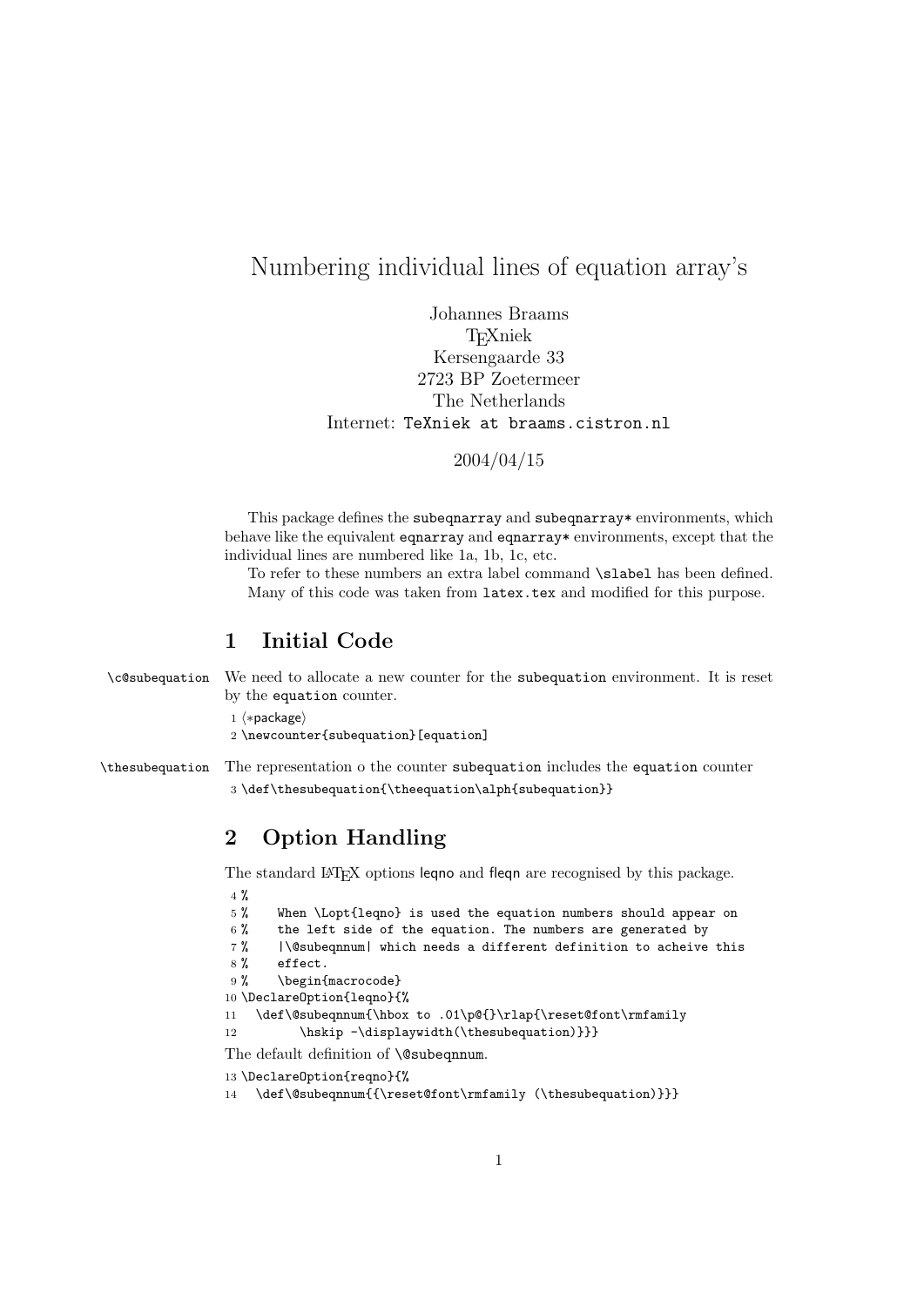# Numbering individual lines of equation array's

Johannes Braams
TEXniek
Kersengaarde 33
2723 BP Zoetermeer
The Netherlands
Internet: TeXniek at braams.cistron.nl

2004/04/15

This package defines the subeqnarray and subeqnarray* environments, which behave like the equivalent eqnarray and eqnarray* environments, except that the individual lines are numbered like 1a, 1b, 1c, etc.

To refer to these numbers an extra label command \slabel has been defined.

Many of this code was taken from latex.tex and modified for this purpose.

## 1 Initial Code

\c@subequation We need to allocate a new counter for the subequation environment. It is reset by the equation counter.

```
1 ⟨*package⟩
2 \newcounter{subequation}[equation]
```

\thesubequation The representation o the counter subequation includes the equation counter

```
3 \def\thesubequation{\theequation\alph{subequation}}
```

## 2 Option Handling

The standard LATEX options leqno and fleqn are recognised by this package.

```
4 %
5 %    When \Lopt{leqno} is used the equation numbers should appear on
6 %    the left side of the equation. The numbers are generated by
7 %    |\@subeqnnum| which needs a different definition to acheive this
8 %    effect.
9 %    \begin{macrocode}
10 \DeclareOption{leqno}{%
11   \def\@subeqnnum{\hbox to .01\p@{}\rlap{\reset@font\rmfamily
12        \hskip -\displaywidth(\thesubequation)}}}
```

The default definition of \@subeqnnum.

```
13 \DeclareOption{reqno}{%
14   \def\@subeqnnum{{\reset@font\rmfamily (\thesubequation)}}}
```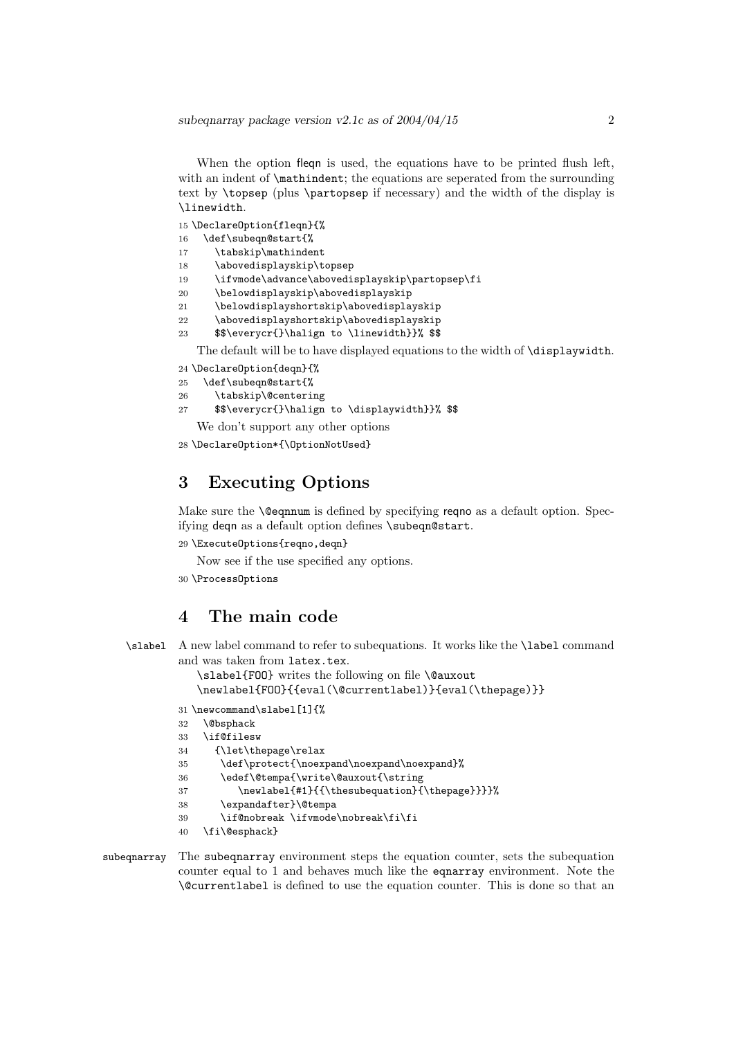When the option fleqn is used, the equations have to be printed flush left, with an indent of \mathindent; the equations are seperated from the surrounding text by \topsep (plus \partopsep if necessary) and the width of the display is \linewidth.

```
15 \DeclareOption{fleqn}{%
16   \def\subeqn@start{%
17     \tabskip\mathindent
18     \abovedisplayskip\topsep
19     \ifvmode\advance\abovedisplayskip\partopsep\fi
20     \belowdisplayskip\abovedisplayskip
21     \belowdisplayshortskip\abovedisplayskip
22     \abovedisplayshortskip\abovedisplayskip
23     $$\everycr{}\halign to \linewidth}}% $$
```

The default will be to have displayed equations to the width of \displaywidth.

```
24 \DeclareOption{deqn}{%
25   \def\subeqn@start{%
26     \tabskip\@centering
27     $$\everycr{}\halign to \displaywidth}}% $$
```

We don't support any other options

```
28 \DeclareOption*{\OptionNotUsed}
```

## 3 Executing Options

Make sure the \@eqnnum is defined by specifying reqno as a default option. Specifying deqn as a default option defines \subeqn@start.

```
29 \ExecuteOptions{reqno,deqn}
```

Now see if the use specified any options.

```
30 \ProcessOptions
```

## 4 The main code

\slabel — A new label command to refer to subequations. It works like the \label command and was taken from latex.tex.

\slabel{FOO} writes the following on file \@auxout
\newlabel{FOO}{{eval(\@currentlabel)}{eval(\thepage)}}

```
31 \newcommand\slabel[1]{%
32   \@bsphack
33   \if@filesw
34     {\let\thepage\relax
35      \def\protect{\noexpand\noexpand\noexpand}%
36      \edef\@tempa{\write\@auxout{\string
37         \newlabel{#1}{{\thesubequation}{\thepage}}}}%
38      \expandafter}\@tempa
39      \if@nobreak \ifvmode\nobreak\fi\fi
40   \fi\@esphack}
```

subeqnarray — The subeqnarray environment steps the equation counter, sets the subequation counter equal to 1 and behaves much like the eqnarray environment. Note the \@currentlabel is defined to use the equation counter. This is done so that an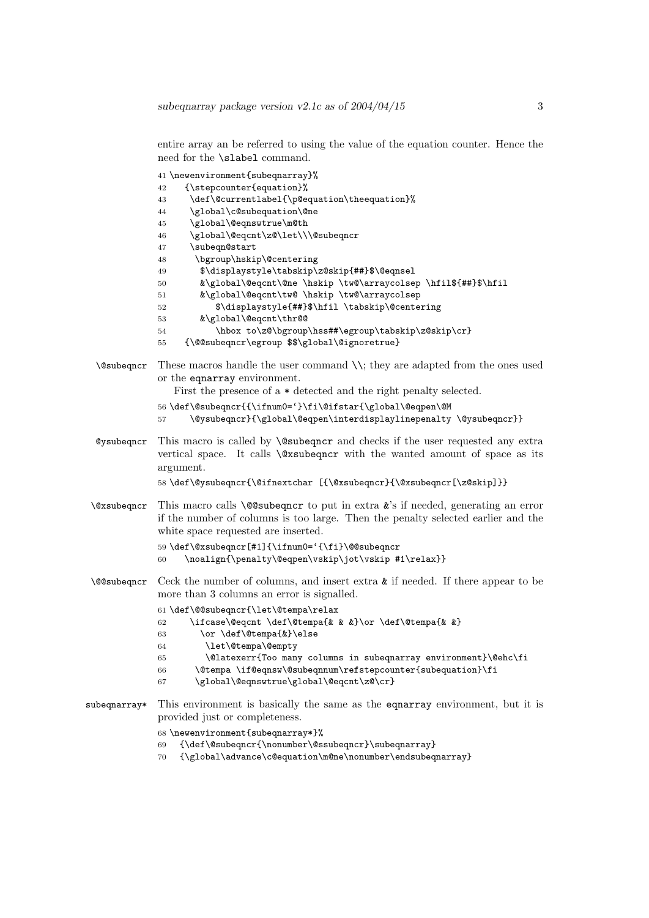entire array an be referred to using the value of the equation counter. Hence the need for the `\slabel` command.

```
41 \newenvironment{subeqnarray}%
42    {\stepcounter{equation}%
43     \def\@currentlabel{\p@equation\theequation}%
44     \global\c@subequation\@ne
45     \global\@eqnswtrue\m@th
46     \global\@eqcnt\z@\let\\\@subeqncr
47     \subeqn@start
48      \bgroup\hskip\@centering
49       $\displaystyle\tabskip\z@skip{##}$\@eqnsel
50       &\global\@eqcnt\@ne \hskip \tw@\arraycolsep \hfil${##}$\hfil
51       &\global\@eqcnt\tw@ \hskip \tw@\arraycolsep
52          $\displaystyle{##}$\hfil \tabskip\@centering
53       &\global\@eqcnt\thr@@
54          \hbox to\z@\bgroup\hss##\egroup\tabskip\z@skip\cr}
55    {\@@subeqncr\egroup $$\global\@ignoretrue}
```

`\@subeqncr` These macros handle the user command `\\`; they are adapted from the ones used or the `eqnarray` environment.

First the presence of a * detected and the right penalty selected.

```
56 \def\@subeqncr{{\ifnum0=`}\fi\@ifstar{\global\@eqpen\@M
57     \@ysubeqncr}{\global\@eqpen\interdisplaylinepenalty \@ysubeqncr}}
```

`@ysubeqncr` This macro is called by `\@subeqncr` and checks if the user requested any extra vertical space. It calls `\@xsubeqncr` with the wanted amount of space as its argument.

```
58 \def\@ysubeqncr{\@ifnextchar [{\@xsubeqncr}{\@xsubeqncr[\z@skip]}}
```

`\@xsubeqncr` This macro calls `\@@subeqncr` to put in extra &'s if needed, generating an error if the number of columns is too large. Then the penalty selected earlier and the white space requested are inserted.

```
59 \def\@xsubeqncr[#1]{\ifnum0=`{\fi}\@@subeqncr
60    \noalign{\penalty\@eqpen\vskip\jot\vskip #1\relax}}
```

`\@@subeqncr` Ceck the number of columns, and insert extra & if needed. If there appear to be more than 3 columns an error is signalled.

```
61 \def\@@subeqncr{\let\@tempa\relax
62     \ifcase\@eqcnt \def\@tempa{& & &}\or \def\@tempa{& &}
63       \or \def\@tempa{&}\else
64        \let\@tempa\@empty
65        \@latexerr{Too many columns in subeqnarray environment}\@ehc\fi
66      \@tempa \if@eqnsw\@subeqnnum\refstepcounter{subequation}\fi
67      \global\@eqnswtrue\global\@eqcnt\z@\cr}
```

`subeqnarray*` This environment is basically the same as the `eqnarray` environment, but it is provided just or completeness.

```
68 \newenvironment{subeqnarray*}%
69   {\def\@subeqncr{\nonumber\@ssubeqncr}\subeqnarray}
70   {\global\advance\c@equation\m@ne\nonumber\endsubeqnarray}
```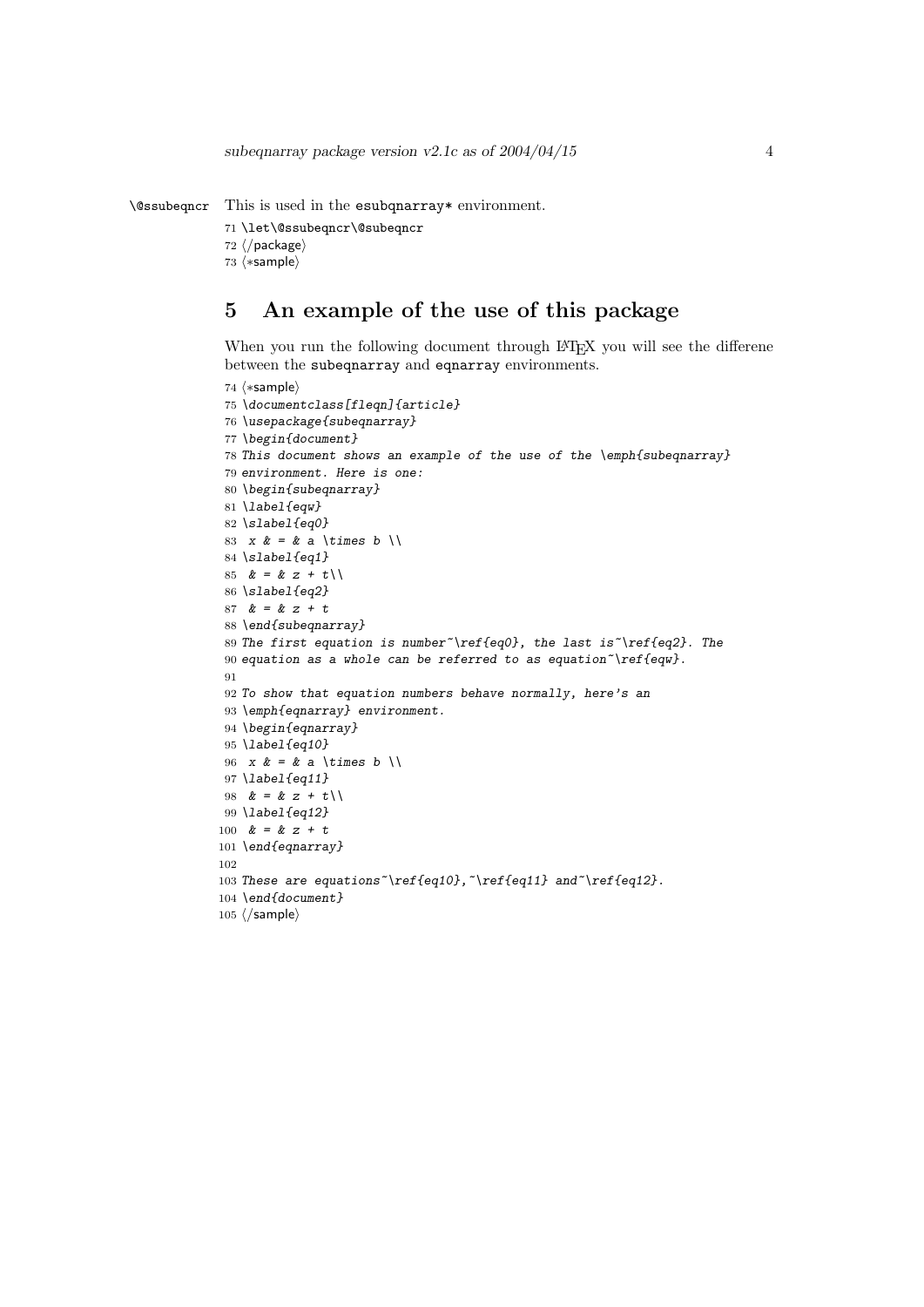`\@ssubeqncr` This is used in the `esubqnarray*` environment.

```
71 \let\@ssubeqncr\@subeqncr
72 ⟨/package⟩
73 ⟨*sample⟩
```

# 5 An example of the use of this package

When you run the following document through LaTeX you will see the differene between the `subeqnarray` and `eqnarray` environments.

```
74 ⟨*sample⟩
75 \documentclass[fleqn]{article}
76 \usepackage{subeqnarray}
77 \begin{document}
78 This document shows an example of the use of the \emph{subeqnarray}
79 environment. Here is one:
80 \begin{subeqnarray}
81 \label{eqw}
82 \slabel{eq0}
83  x & = & a \times b \\
84 \slabel{eq1}
85  & = & z + t\\
86 \slabel{eq2}
87  & = & z + t
88 \end{subeqnarray}
89 The first equation is number~\ref{eq0}, the last is~\ref{eq2}. The
90 equation as a whole can be referred to as equation~\ref{eqw}.
91
92 To show that equation numbers behave normally, here's an
93 \emph{eqnarray} environment.
94 \begin{eqnarray}
95 \label{eq10}
96  x & = & a \times b \\
97 \label{eq11}
98  & = & z + t\\
99 \label{eq12}
100  & = & z + t
101 \end{eqnarray}
102
103 These are equations~\ref{eq10},~\ref{eq11} and~\ref{eq12}.
104 \end{document}
105 ⟨/sample⟩
```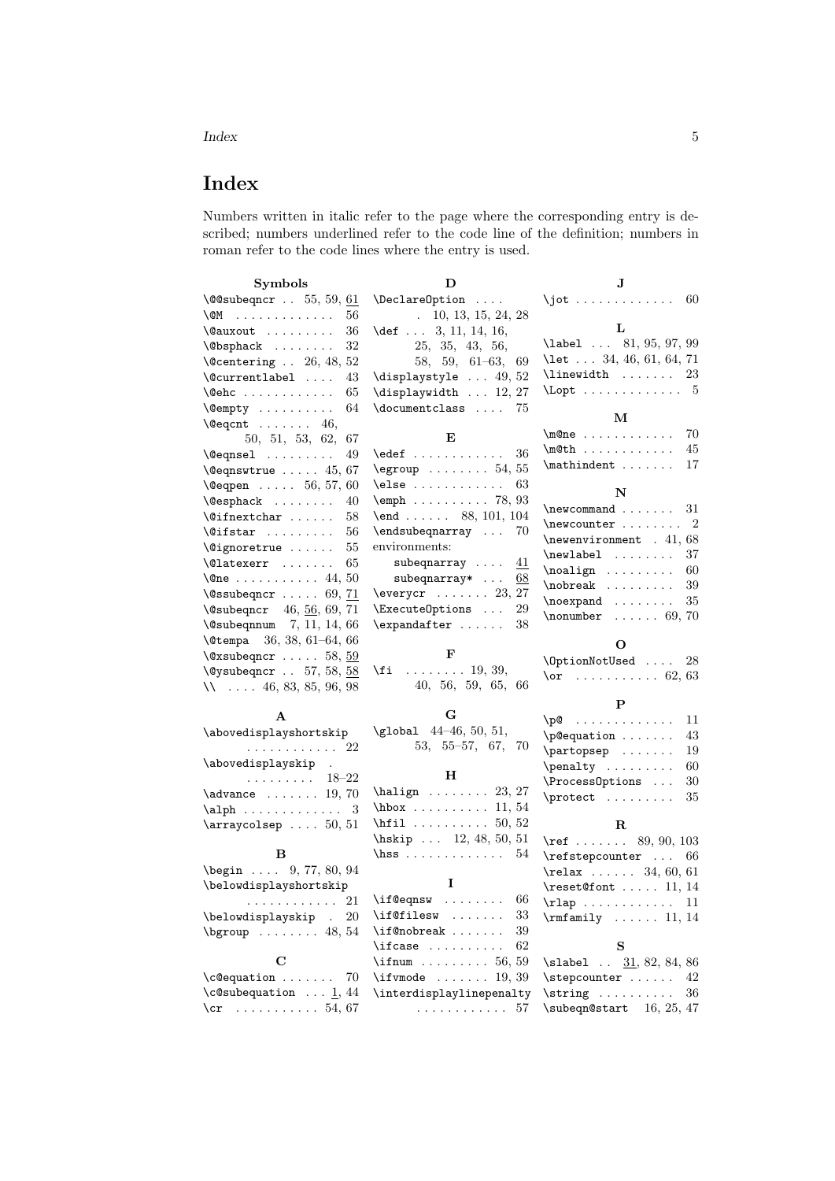# Index

Numbers written in italic refer to the page where the corresponding entry is described; numbers underlined refer to the code line of the definition; numbers in roman refer to the code lines where the entry is used.

**Symbols**

- `\@@subeqncr` .. 55, 59, <u>61</u>
- `\@M` ............ 56
- `\@auxout` ......... 36
- `\@bsphack` ........ 32
- `\@centering` .. 26, 48, 52
- `\@currentlabel` .... 43
- `\@ehc` ............ 65
- `\@empty` .......... 64
- `\@eqcnt` ....... 46, 50, 51, 53, 62, 67
- `\@eqnsel` ......... 49
- `\@eqnswtrue` ..... 45, 67
- `\@eqpen` ..... 56, 57, 60
- `\@esphack` ........ 40
- `\@ifnextchar` ...... 58
- `\@ifstar` ......... 56
- `\@ignoretrue` ...... 55
- `\@latexerr` ....... 65
- `\@ne` ........... 44, 50
- `\@ssubeqncr` ..... 69, <u>71</u>
- `\@subeqncr` 46, <u>56</u>, 69, 71
- `\@subeqnnum` 7, 11, 14, 66
- `\@tempa` 36, 38, 61–64, 66
- `\@xsubeqncr` ..... 58, <u>59</u>
- `\@ysubeqncr` .. 57, 58, <u>58</u>
- `\\` .... 46, 83, 85, 96, 98

**A**

- `\abovedisplayshortskip` ............ 22
- `\abovedisplayskip` . ......... 18–22
- `\advance` ....... 19, 70
- `\alph` ............. 3
- `\arraycolsep` .... 50, 51

**B**

- `\begin` .... 9, 77, 80, 94
- `\belowdisplayshortskip` ............ 21
- `\belowdisplayskip` . 20
- `\bgroup` ........ 48, 54

**C**

- `\c@equation` ....... 70
- `\c@subequation` ... <u>1</u>, 44
- `\cr` ........... 54, 67

**D**

- `\DeclareOption` .... . 10, 13, 15, 24, 28
- `\def` ... 3, 11, 14, 16, 25, 35, 43, 56, 58, 59, 61–63, 69
- `\displaystyle` ... 49, 52
- `\displaywidth` ... 12, 27
- `\documentclass` .... 75

**E**

- `\edef` ............ 36
- `\egroup` ........ 54, 55
- `\else` ............ 63
- `\emph` .......... 78, 93
- `\end` ...... 88, 101, 104
- `\endsubeqnarray` ... 70
- environments:
  - `subeqnarray` .... <u>41</u>
  - `subeqnarray*` ... <u>68</u>
- `\everycr` ....... 23, 27
- `\ExecuteOptions` ... 29
- `\expandafter` ...... 38

**F**

- `\fi` ........ 19, 39, 40, 56, 59, 65, 66

**G**

- `\global` 44–46, 50, 51, 53, 55–57, 67, 70

**H**

- `\halign` ........ 23, 27
- `\hbox` .......... 11, 54
- `\hfil` .......... 50, 52
- `\hskip` ... 12, 48, 50, 51
- `\hss` ............. 54

**I**

- `\if@eqnsw` ........ 66
- `\if@filesw` ....... 33
- `\if@nobreak` ....... 39
- `\ifcase` .......... 62
- `\ifnum` ......... 56, 59
- `\ifvmode` ....... 19, 39
- `\interdisplaylinepenalty` ............ 57

**J**

- `\jot` ............. 60

**L**

- `\label` ... 81, 95, 97, 99
- `\let` ... 34, 46, 61, 64, 71
- `\linewidth` ....... 23
- `\Lopt` ............. 5

**M**

- `\m@ne` ............ 70
- `\m@th` ............ 45
- `\mathindent` ....... 17

**N**

- `\newcommand` ....... 31
- `\newcounter` ........ 2
- `\newenvironment` . 41, 68
- `\newlabel` ........ 37
- `\noalign` ......... 60
- `\nobreak` ......... 39
- `\noexpand` ........ 35
- `\nonumber` ...... 69, 70

**O**

- `\OptionNotUsed` .... 28
- `\or` ........... 62, 63

**P**

- `\p@` ............. 11
- `\p@equation` ....... 43
- `\partopsep` ....... 19
- `\penalty` ......... 60
- `\ProcessOptions` ... 30
- `\protect` ......... 35

**R**

- `\ref` ....... 89, 90, 103
- `\refstepcounter` ... 66
- `\relax` ...... 34, 60, 61
- `\reset@font` ..... 11, 14
- `\rlap` ............ 11
- `\rmfamily` ...... 11, 14

**S**

- `\slabel` .. <u>31</u>, 82, 84, 86
- `\stepcounter` ...... 42
- `\string` .......... 36
- `\subeqn@start` 16, 25, 47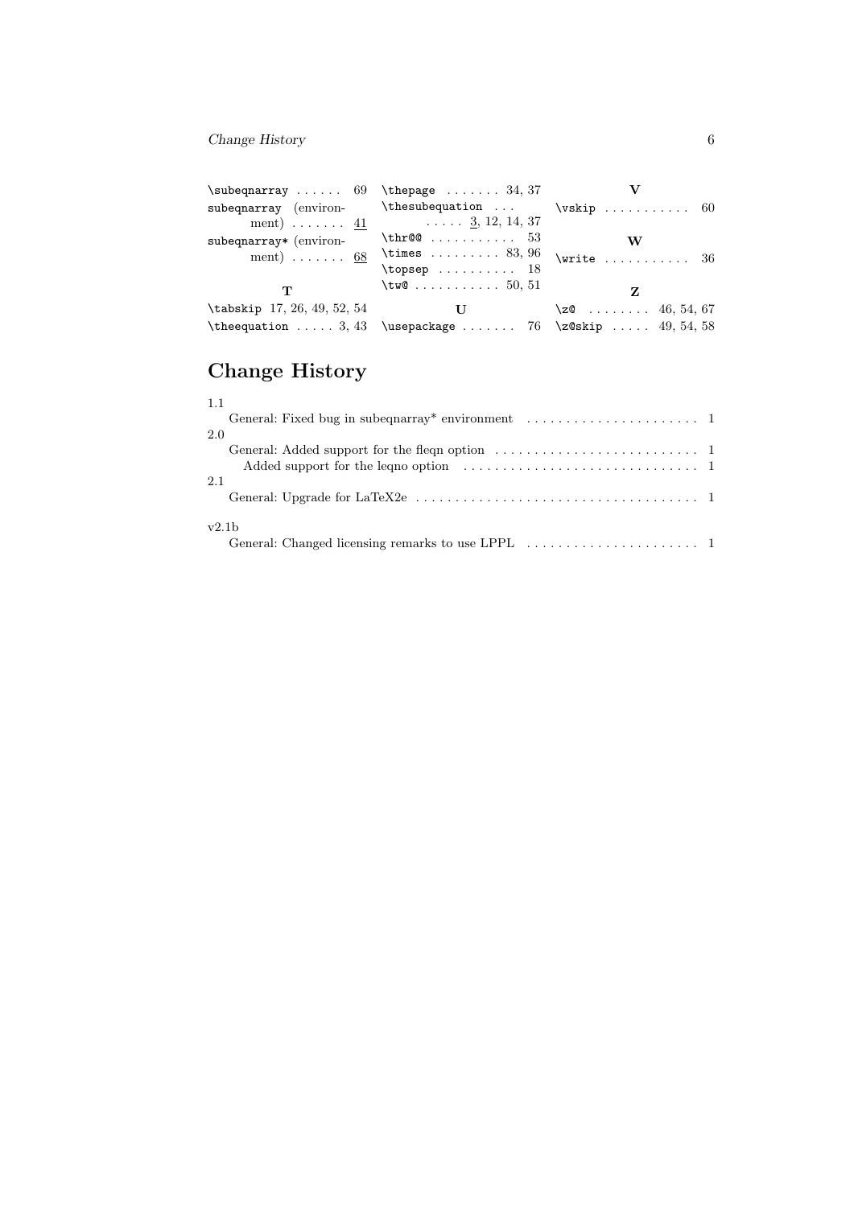\subeqnarray . . . . . . 69
subeqnarray (environment) . . . . . . . 41
subeqnarray* (environment) . . . . . . . 68

**T**

\tabskip 17, 26, 49, 52, 54
\theequation . . . . . 3, 43
\thepage . . . . . . . 34, 37
\thesubequation . . . . . . . . 3, 12, 14, 37
\thr@@ . . . . . . . . . . . 53
\times . . . . . . . . . 83, 96
\topsep . . . . . . . . . . 18
\tw@ . . . . . . . . . . . 50, 51

**U**

\usepackage . . . . . . . 76

**V**

\vskip . . . . . . . . . . . 60

**W**

\write . . . . . . . . . . . 36

**Z**

\z@ . . . . . . . . 46, 54, 67
\z@skip . . . . . 49, 54, 58

# Change History

1.1

General: Fixed bug in subeqnarray* environment . . . . . . . . . . . . . . . . . . . . . . 1

2.0

General: Added support for the fleqn option . . . . . . . . . . . . . . . . . . . . . . . . . . 1

Added support for the leqno option . . . . . . . . . . . . . . . . . . . . . . . . . . . . . . 1

2.1

General: Upgrade for LaTeX2e . . . . . . . . . . . . . . . . . . . . . . . . . . . . . . . . . . . . 1

v2.1b

General: Changed licensing remarks to use LPPL . . . . . . . . . . . . . . . . . . . . . . 1